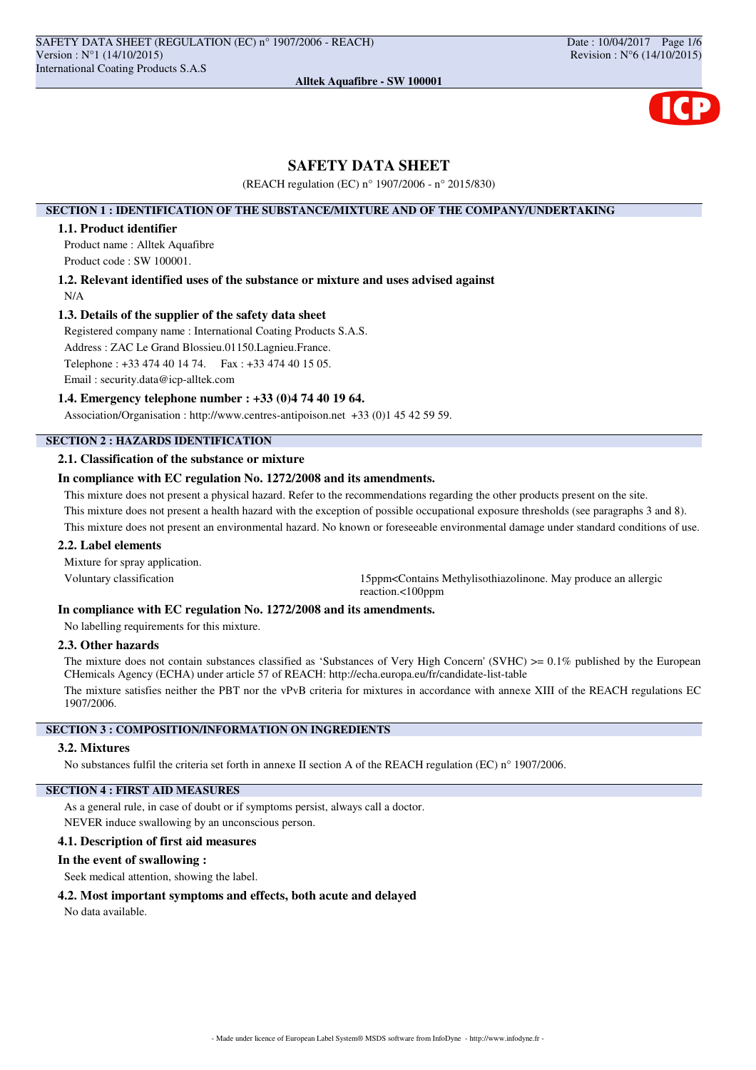# SAFETY DATA SHEET

(REACH regulation (EC) n° 1907/2006 - n° 2015/830)

## SECTION 1 : IDENTIFICATION OF THE SUBSTANCE/MIXTURE AND OF THE COMPANY/UNDERTAKING

### 1.1. Product identifier

Product name : Alltek Aquafibre

Product code : SW 100001.

### 1.2. Relevant identified uses of the substance or mixture and uses advised against

N/A

### 1.3. Details of the supplier of the safety data sheet

Registered company name : International Coating Products S.A.S.

Address : ZAC Le Grand Blossieu.01150.Lagnieu.France.

Telephone : +33 474 40 14 74.  Fax : +33 474 40 15 05.

Email : security.data@icp-alltek.com

### 1.4. Emergency telephone number : +33 (0)4 74 40 19 64.

Association/Organisation : http://www.centres-antipoison.net +33 (0)1 45 42 59 59.

## SECTION 2 : HAZARDS IDENTIFICATION

### 2.1. Classification of the substance or mixture

**In compliance with EC regulation No. 1272/2008 and its amendments.**

This mixture does not present a physical hazard. Refer to the recommendations regarding the other products present on the site.

This mixture does not present a health hazard with the exception of possible occupational exposure thresholds (see paragraphs 3 and 8).

This mixture does not present an environmental hazard. No known or foreseeable environmental damage under standard conditions of use.

### 2.2. Label elements

Mixture for spray application.

Voluntary classification: 15ppm<Contains Methylisothiazolinone. May produce an allergic reaction.<100ppm

**In compliance with EC regulation No. 1272/2008 and its amendments.**

No labelling requirements for this mixture.

### 2.3. Other hazards

The mixture does not contain substances classified as 'Substances of Very High Concern' (SVHC) >= 0.1% published by the European CHemicals Agency (ECHA) under article 57 of REACH: http://echa.europa.eu/fr/candidate-list-table

The mixture satisfies neither the PBT nor the vPvB criteria for mixtures in accordance with annexe XIII of the REACH regulations EC 1907/2006.

## SECTION 3 : COMPOSITION/INFORMATION ON INGREDIENTS

### 3.2. Mixtures

No substances fulfil the criteria set forth in annexe II section A of the REACH regulation (EC) n° 1907/2006.

## SECTION 4 : FIRST AID MEASURES

As a general rule, in case of doubt or if symptoms persist, always call a doctor.

NEVER induce swallowing by an unconscious person.

### 4.1. Description of first aid measures

**In the event of swallowing :**

Seek medical attention, showing the label.

### 4.2. Most important symptoms and effects, both acute and delayed

No data available.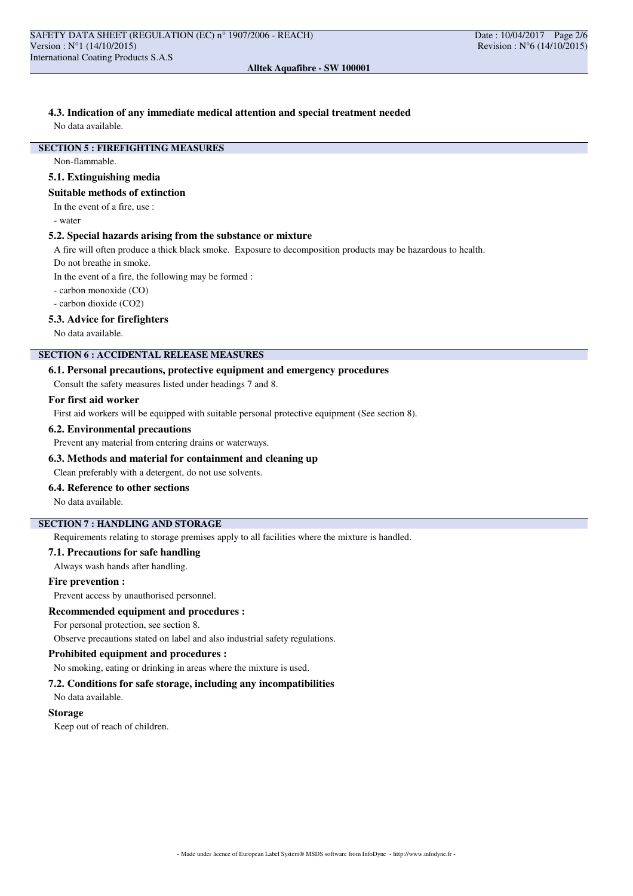### 4.3. Indication of any immediate medical attention and special treatment needed

No data available.

## SECTION 5 : FIREFIGHTING MEASURES

Non-flammable.

### 5.1. Extinguishing media

**Suitable methods of extinction**

In the event of a fire, use :

- water

### 5.2. Special hazards arising from the substance or mixture

A fire will often produce a thick black smoke. Exposure to decomposition products may be hazardous to health.

Do not breathe in smoke.

In the event of a fire, the following may be formed :

- carbon monoxide (CO)
- carbon dioxide ($CO_2$)

### 5.3. Advice for firefighters

No data available.

## SECTION 6 : ACCIDENTAL RELEASE MEASURES

### 6.1. Personal precautions, protective equipment and emergency procedures

Consult the safety measures listed under headings 7 and 8.

**For first aid worker**

First aid workers will be equipped with suitable personal protective equipment (See section 8).

### 6.2. Environmental precautions

Prevent any material from entering drains or waterways.

### 6.3. Methods and material for containment and cleaning up

Clean preferably with a detergent, do not use solvents.

### 6.4. Reference to other sections

No data available.

## SECTION 7 : HANDLING AND STORAGE

Requirements relating to storage premises apply to all facilities where the mixture is handled.

### 7.1. Precautions for safe handling

Always wash hands after handling.

**Fire prevention :**

Prevent access by unauthorised personnel.

**Recommended equipment and procedures :**

For personal protection, see section 8.

Observe precautions stated on label and also industrial safety regulations.

**Prohibited equipment and procedures :**

No smoking, eating or drinking in areas where the mixture is used.

### 7.2. Conditions for safe storage, including any incompatibilities

No data available.

**Storage**

Keep out of reach of children.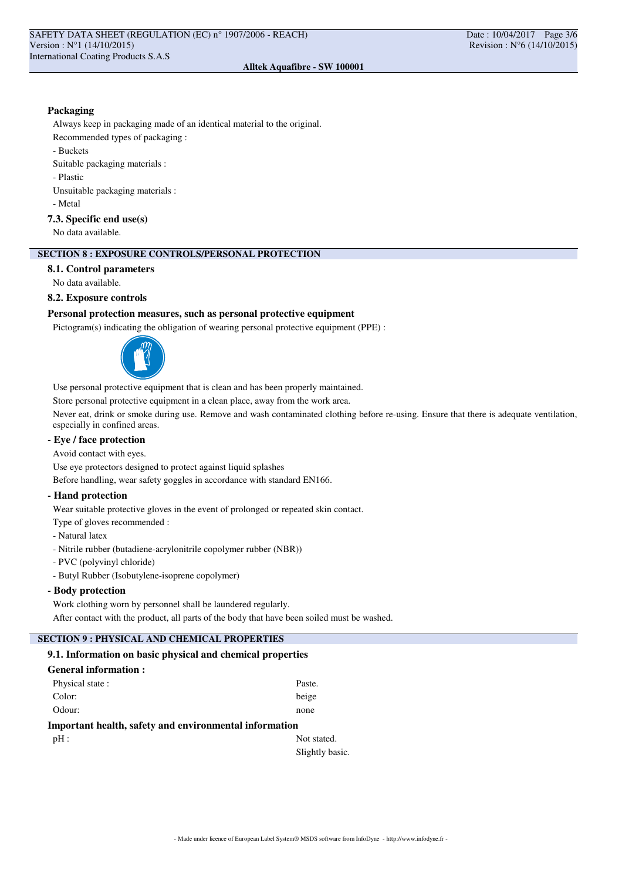#### Packaging

Always keep in packaging made of an identical material to the original.

Recommended types of packaging :

- Buckets

Suitable packaging materials :

- Plastic

Unsuitable packaging materials :

- Metal

### 7.3. Specific end use(s)

No data available.

## SECTION 8 : EXPOSURE CONTROLS/PERSONAL PROTECTION

### 8.1. Control parameters

No data available.

### 8.2. Exposure controls

#### Personal protection measures, such as personal protective equipment

Pictogram(s) indicating the obligation of wearing personal protective equipment (PPE) :

Use personal protective equipment that is clean and has been properly maintained.

Store personal protective equipment in a clean place, away from the work area.

Never eat, drink or smoke during use. Remove and wash contaminated clothing before re-using. Ensure that there is adequate ventilation, especially in confined areas.

#### - Eye / face protection

Avoid contact with eyes.

Use eye protectors designed to protect against liquid splashes

Before handling, wear safety goggles in accordance with standard EN166.

#### - Hand protection

Wear suitable protective gloves in the event of prolonged or repeated skin contact.

Type of gloves recommended :

- Natural latex
- Nitrile rubber (butadiene-acrylonitrile copolymer rubber (NBR))
- PVC (polyvinyl chloride)
- Butyl Rubber (Isobutylene-isoprene copolymer)

#### - Body protection

Work clothing worn by personnel shall be laundered regularly.

After contact with the product, all parts of the body that have been soiled must be washed.

## SECTION 9 : PHYSICAL AND CHEMICAL PROPERTIES

### 9.1. Information on basic physical and chemical properties

#### General information :

| | |
|---|---|
| Physical state : | Paste. |
| Color: | beige |
| Odour: | none |

#### Important health, safety and environmental information

| | |
|---|---|
| pH : | Not stated. |
| | Slightly basic. |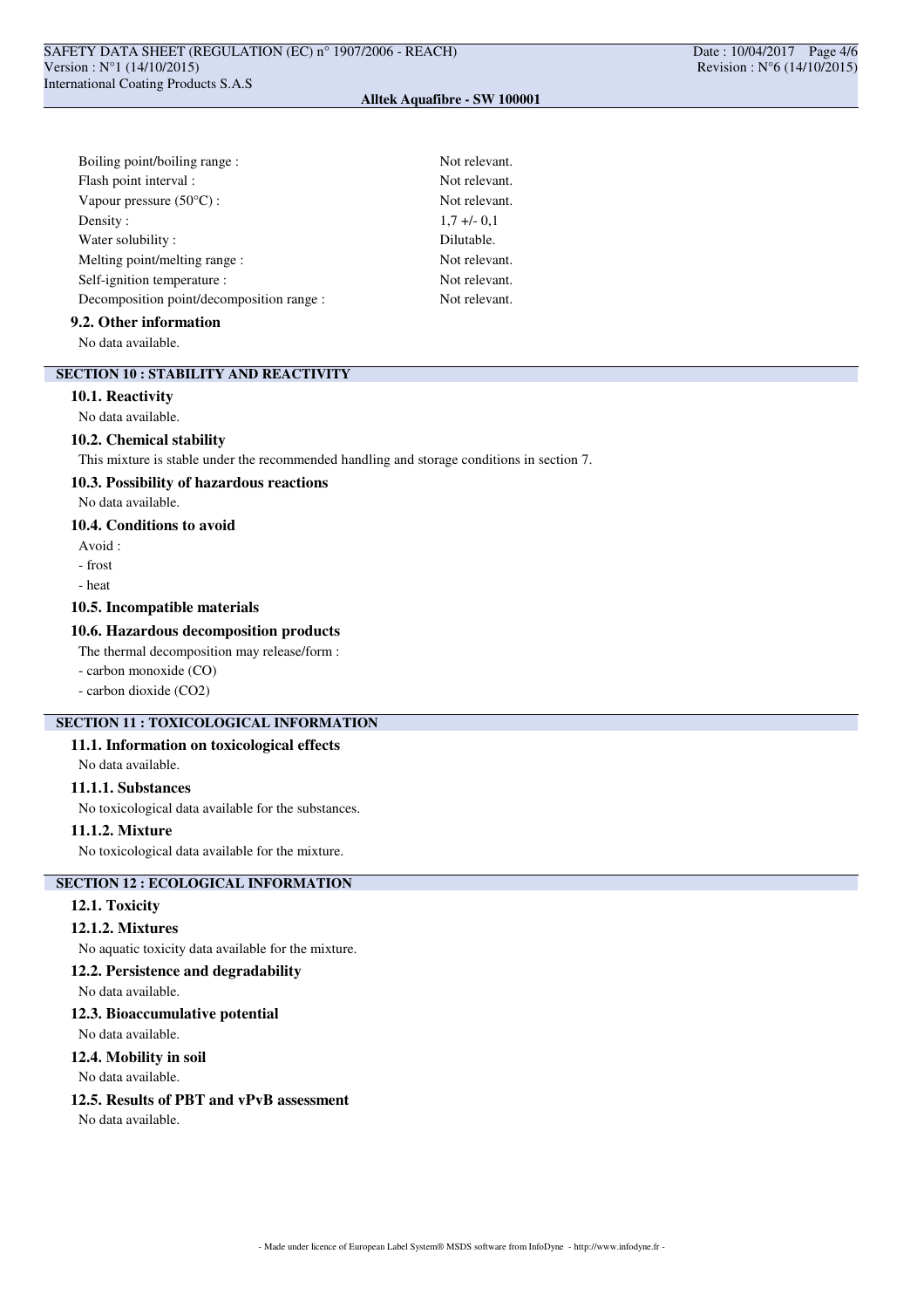| | |
|---|---|
| Boiling point/boiling range : | Not relevant. |
| Flash point interval : | Not relevant. |
| Vapour pressure (50°C) : | Not relevant. |
| Density : | 1,7 +/- 0,1 |
| Water solubility : | Dilutable. |
| Melting point/melting range : | Not relevant. |
| Self-ignition temperature : | Not relevant. |
| Decomposition point/decomposition range : | Not relevant. |

### 9.2. Other information

No data available.

## SECTION 10 : STABILITY AND REACTIVITY

### 10.1. Reactivity

No data available.

### 10.2. Chemical stability

This mixture is stable under the recommended handling and storage conditions in section 7.

### 10.3. Possibility of hazardous reactions

No data available.

### 10.4. Conditions to avoid

Avoid :

- frost
- heat

### 10.5. Incompatible materials

### 10.6. Hazardous decomposition products

The thermal decomposition may release/form :

- carbon monoxide (CO)
- carbon dioxide ($CO_2$)

## SECTION 11 : TOXICOLOGICAL INFORMATION

### 11.1. Information on toxicological effects

No data available.

#### 11.1.1. Substances

No toxicological data available for the substances.

#### 11.1.2. Mixture

No toxicological data available for the mixture.

## SECTION 12 : ECOLOGICAL INFORMATION

### 12.1. Toxicity

#### 12.1.2. Mixtures

No aquatic toxicity data available for the mixture.

### 12.2. Persistence and degradability

No data available.

### 12.3. Bioaccumulative potential

No data available.

### 12.4. Mobility in soil

No data available.

### 12.5. Results of PBT and vPvB assessment

No data available.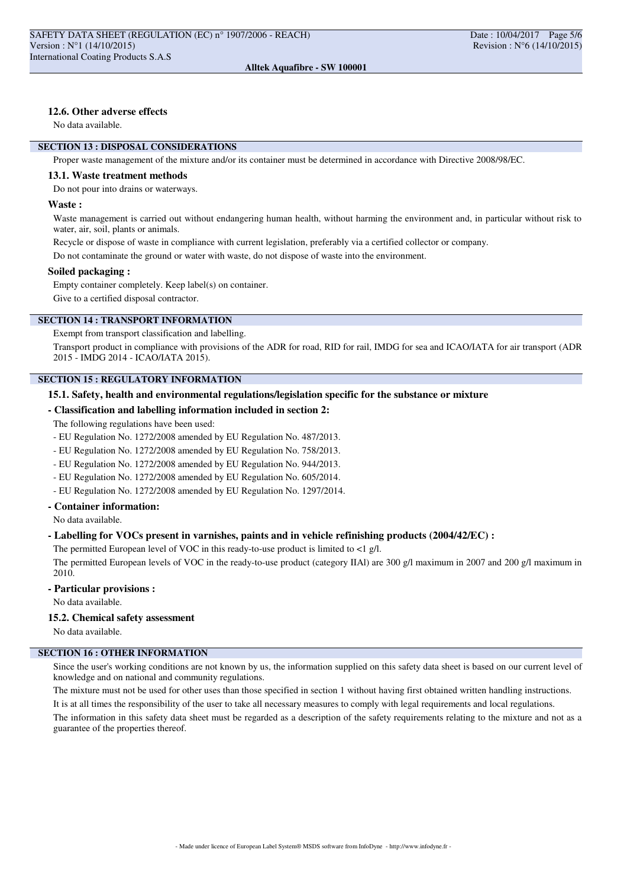### 12.6. Other adverse effects

No data available.

## SECTION 13 : DISPOSAL CONSIDERATIONS

Proper waste management of the mixture and/or its container must be determined in accordance with Directive 2008/98/EC.

### 13.1. Waste treatment methods

Do not pour into drains or waterways.

#### Waste :

Waste management is carried out without endangering human health, without harming the environment and, in particular without risk to water, air, soil, plants or animals.

Recycle or dispose of waste in compliance with current legislation, preferably via a certified collector or company.

Do not contaminate the ground or water with waste, do not dispose of waste into the environment.

#### Soiled packaging :

Empty container completely. Keep label(s) on container.

Give to a certified disposal contractor.

## SECTION 14 : TRANSPORT INFORMATION

Exempt from transport classification and labelling.

Transport product in compliance with provisions of the ADR for road, RID for rail, IMDG for sea and ICAO/IATA for air transport (ADR 2015 - IMDG 2014 - ICAO/IATA 2015).

## SECTION 15 : REGULATORY INFORMATION

### 15.1. Safety, health and environmental regulations/legislation specific for the substance or mixture

#### - Classification and labelling information included in section 2:

The following regulations have been used:

- EU Regulation No. 1272/2008 amended by EU Regulation No. 487/2013.
- EU Regulation No. 1272/2008 amended by EU Regulation No. 758/2013.
- EU Regulation No. 1272/2008 amended by EU Regulation No. 944/2013.
- EU Regulation No. 1272/2008 amended by EU Regulation No. 605/2014.
- EU Regulation No. 1272/2008 amended by EU Regulation No. 1297/2014.

#### - Container information:

No data available.

#### - Labelling for VOCs present in varnishes, paints and in vehicle refinishing products (2004/42/EC) :

The permitted European level of VOC in this ready-to-use product is limited to <1 g/l.

The permitted European levels of VOC in the ready-to-use product (category IIAl) are 300 g/l maximum in 2007 and 200 g/l maximum in 2010.

#### - Particular provisions :

No data available.

### 15.2. Chemical safety assessment

No data available.

## SECTION 16 : OTHER INFORMATION

Since the user's working conditions are not known by us, the information supplied on this safety data sheet is based on our current level of knowledge and on national and community regulations.

The mixture must not be used for other uses than those specified in section 1 without having first obtained written handling instructions.

It is at all times the responsibility of the user to take all necessary measures to comply with legal requirements and local regulations.

The information in this safety data sheet must be regarded as a description of the safety requirements relating to the mixture and not as a guarantee of the properties thereof.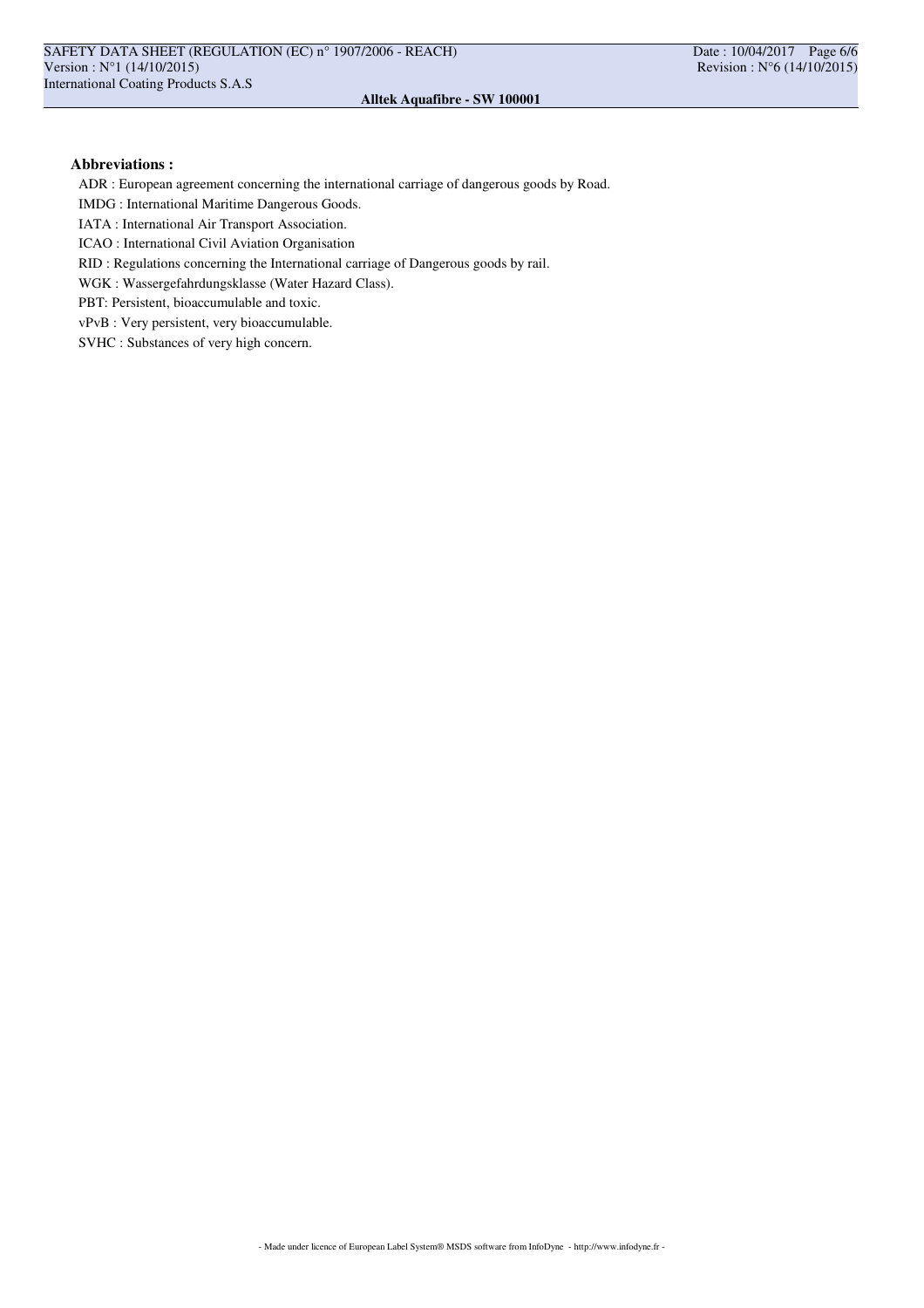**Abbreviations :**

ADR : European agreement concerning the international carriage of dangerous goods by Road.

IMDG : International Maritime Dangerous Goods.

IATA : International Air Transport Association.

ICAO : International Civil Aviation Organisation

RID : Regulations concerning the International carriage of Dangerous goods by rail.

WGK : Wassergefahrdungsklasse (Water Hazard Class).

PBT: Persistent, bioaccumulable and toxic.

vPvB : Very persistent, very bioaccumulable.

SVHC : Substances of very high concern.